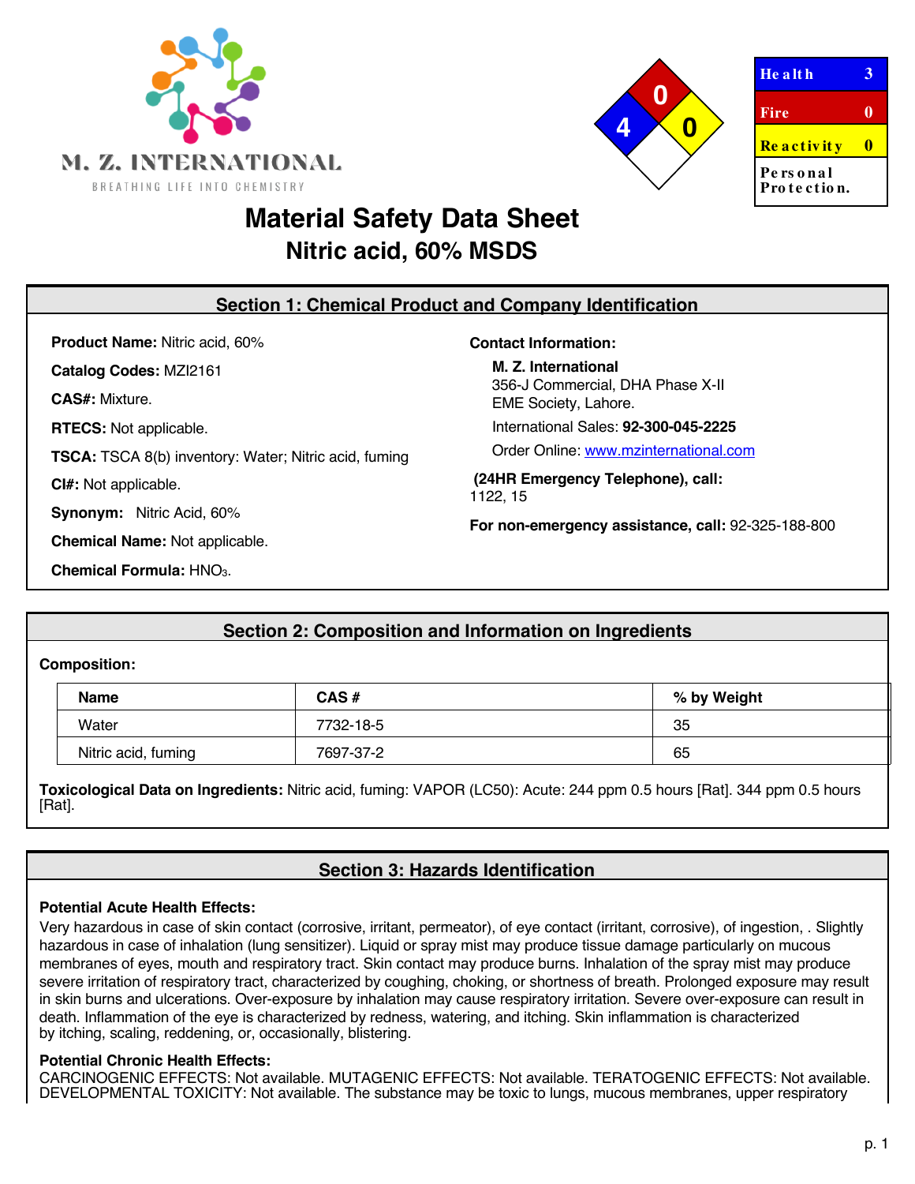M. Z. INTERNATIONAL

BREATHING LIFE INTO CHEMISTRY

| Health | 3 |
|---|---|
| Fire | 0 |
| Reactivity | 0 |
| Personal Protection. | |

# Material Safety Data Sheet
## Nitric acid, 60% MSDS

## Section 1: Chemical Product and Company Identification

**Product Name:** Nitric acid, 60%

**Catalog Codes:** MZI2161

**CAS#:** Mixture.

**RTECS:** Not applicable.

**TSCA:** TSCA 8(b) inventory: Water; Nitric acid, fuming

**CI#:** Not applicable.

**Synonym:** Nitric Acid, 60%

**Chemical Name:** Not applicable.

**Chemical Formula:** $HNO_3$.

**Contact Information:**

**M. Z. International**
356-J Commercial, DHA Phase X-II
EME Society, Lahore.

International Sales: **92-300-045-2225**

Order Online: www.mzinternational.com

**(24HR Emergency Telephone), call:**
1122, 15

**For non-emergency assistance, call:** 92-325-188-800

## Section 2: Composition and Information on Ingredients

**Composition:**

| Name | CAS # | % by Weight |
|---|---|---|
| Water | 7732-18-5 | 35 |
| Nitric acid, fuming | 7697-37-2 | 65 |

**Toxicological Data on Ingredients:** Nitric acid, fuming: VAPOR (LC50): Acute: 244 ppm 0.5 hours [Rat]. 344 ppm 0.5 hours [Rat].

## Section 3: Hazards Identification

**Potential Acute Health Effects:**
Very hazardous in case of skin contact (corrosive, irritant, permeator), of eye contact (irritant, corrosive), of ingestion, . Slightly hazardous in case of inhalation (lung sensitizer). Liquid or spray mist may produce tissue damage particularly on mucous membranes of eyes, mouth and respiratory tract. Skin contact may produce burns. Inhalation of the spray mist may produce severe irritation of respiratory tract, characterized by coughing, choking, or shortness of breath. Prolonged exposure may result in skin burns and ulcerations. Over-exposure by inhalation may cause respiratory irritation. Severe over-exposure can result in death. Inflammation of the eye is characterized by redness, watering, and itching. Skin inflammation is characterized by itching, scaling, reddening, or, occasionally, blistering.

**Potential Chronic Health Effects:**
CARCINOGENIC EFFECTS: Not available. MUTAGENIC EFFECTS: Not available. TERATOGENIC EFFECTS: Not available. DEVELOPMENTAL TOXICITY: Not available. The substance may be toxic to lungs, mucous membranes, upper respiratory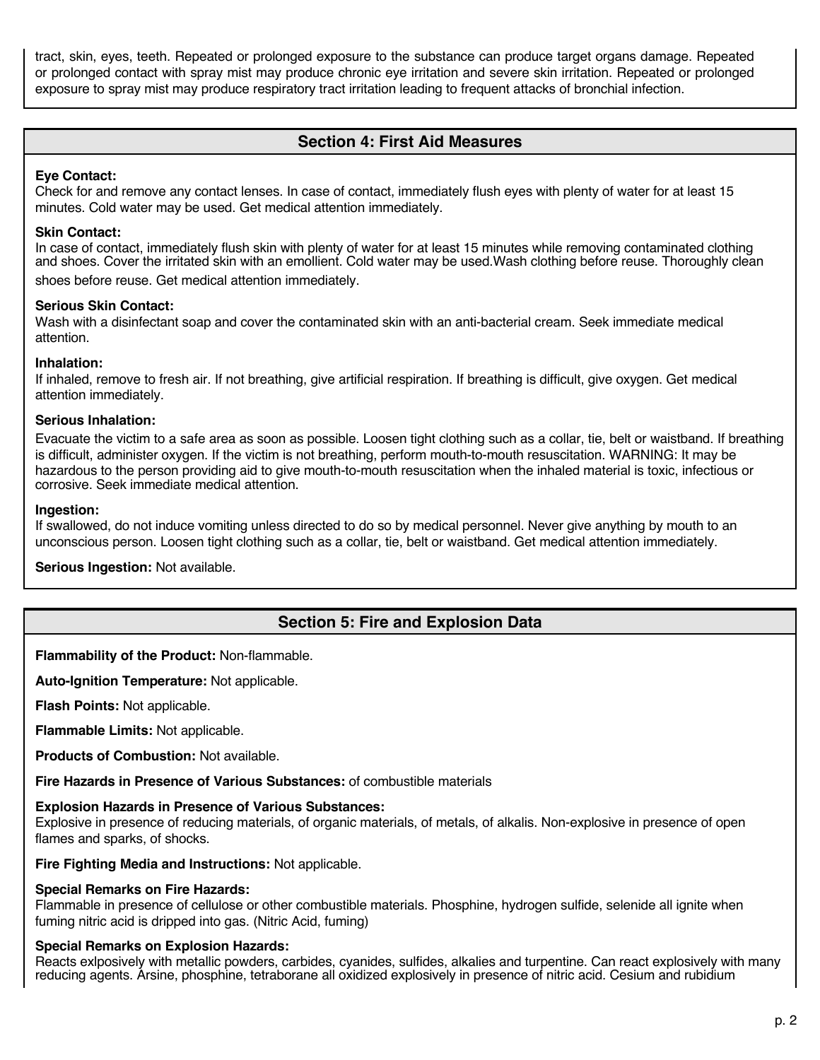tract, skin, eyes, teeth. Repeated or prolonged exposure to the substance can produce target organs damage. Repeated or prolonged contact with spray mist may produce chronic eye irritation and severe skin irritation. Repeated or prolonged exposure to spray mist may produce respiratory tract irritation leading to frequent attacks of bronchial infection.

## Section 4: First Aid Measures

**Eye Contact:**
Check for and remove any contact lenses. In case of contact, immediately flush eyes with plenty of water for at least 15 minutes. Cold water may be used. Get medical attention immediately.

**Skin Contact:**
In case of contact, immediately flush skin with plenty of water for at least 15 minutes while removing contaminated clothing and shoes. Cover the irritated skin with an emollient. Cold water may be used.Wash clothing before reuse. Thoroughly clean shoes before reuse. Get medical attention immediately.

**Serious Skin Contact:**
Wash with a disinfectant soap and cover the contaminated skin with an anti-bacterial cream. Seek immediate medical attention.

**Inhalation:**
If inhaled, remove to fresh air. If not breathing, give artificial respiration. If breathing is difficult, give oxygen. Get medical attention immediately.

**Serious Inhalation:**
Evacuate the victim to a safe area as soon as possible. Loosen tight clothing such as a collar, tie, belt or waistband. If breathing is difficult, administer oxygen. If the victim is not breathing, perform mouth-to-mouth resuscitation. WARNING: It may be hazardous to the person providing aid to give mouth-to-mouth resuscitation when the inhaled material is toxic, infectious or corrosive. Seek immediate medical attention.

**Ingestion:**
If swallowed, do not induce vomiting unless directed to do so by medical personnel. Never give anything by mouth to an unconscious person. Loosen tight clothing such as a collar, tie, belt or waistband. Get medical attention immediately.

**Serious Ingestion:** Not available.

## Section 5: Fire and Explosion Data

**Flammability of the Product:** Non-flammable.

**Auto-Ignition Temperature:** Not applicable.

**Flash Points:** Not applicable.

**Flammable Limits:** Not applicable.

**Products of Combustion:** Not available.

**Fire Hazards in Presence of Various Substances:** of combustible materials

**Explosion Hazards in Presence of Various Substances:**
Explosive in presence of reducing materials, of organic materials, of metals, of alkalis. Non-explosive in presence of open flames and sparks, of shocks.

**Fire Fighting Media and Instructions:** Not applicable.

**Special Remarks on Fire Hazards:**
Flammable in presence of cellulose or other combustible materials. Phosphine, hydrogen sulfide, selenide all ignite when fuming nitric acid is dripped into gas. (Nitric Acid, fuming)

**Special Remarks on Explosion Hazards:**
Reacts exlposively with metallic powders, carbides, cyanides, sulfides, alkalies and turpentine. Can react explosively with many reducing agents. Arsine, phosphine, tetraborane all oxidized explosively in presence of nitric acid. Cesium and rubidium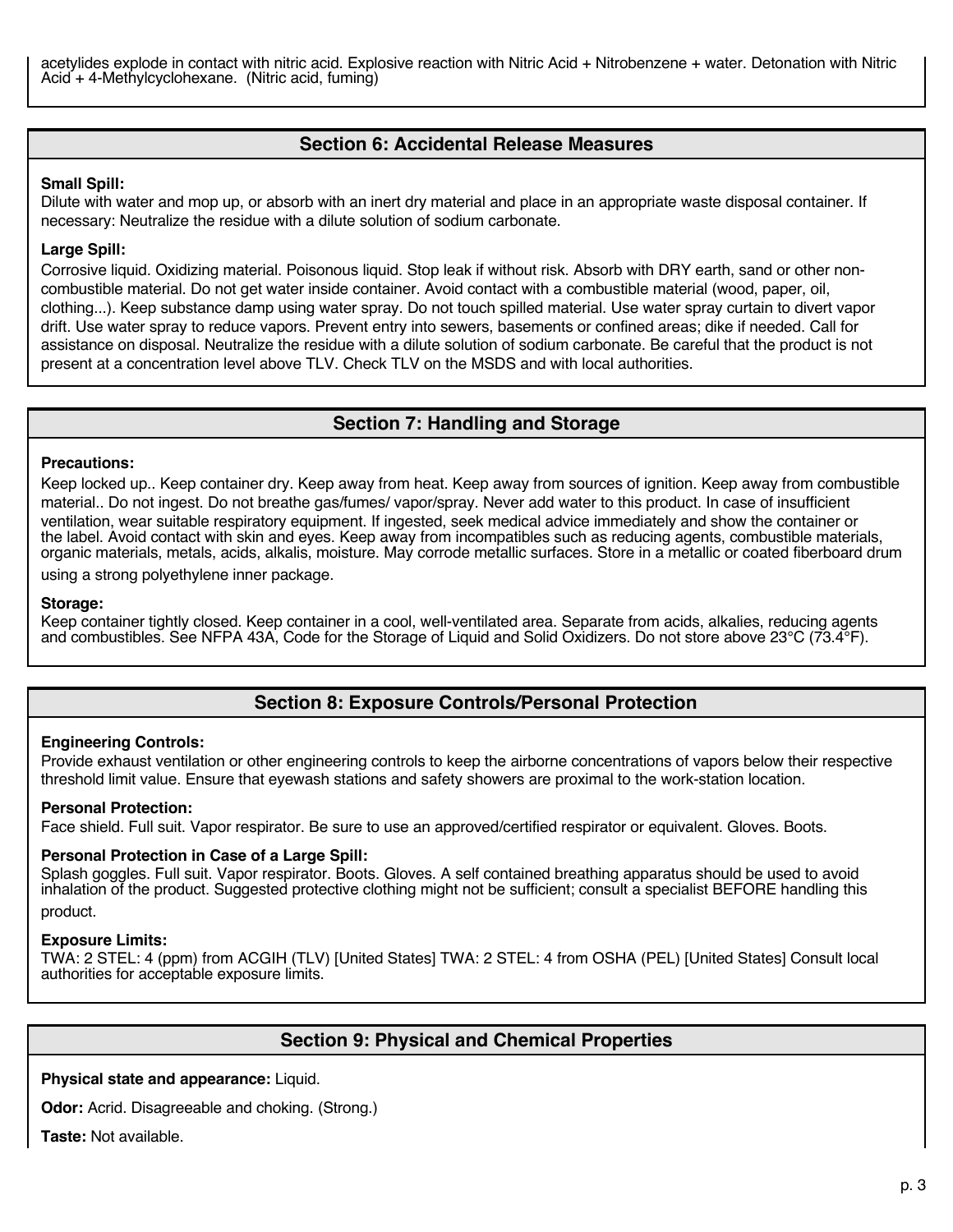acetylides explode in contact with nitric acid. Explosive reaction with Nitric Acid + Nitrobenzene + water. Detonation with Nitric Acid + 4-Methylcyclohexane. (Nitric acid, fuming)

## Section 6: Accidental Release Measures

**Small Spill:**
Dilute with water and mop up, or absorb with an inert dry material and place in an appropriate waste disposal container. If necessary: Neutralize the residue with a dilute solution of sodium carbonate.

**Large Spill:**
Corrosive liquid. Oxidizing material. Poisonous liquid. Stop leak if without risk. Absorb with DRY earth, sand or other non-combustible material. Do not get water inside container. Avoid contact with a combustible material (wood, paper, oil, clothing...). Keep substance damp using water spray. Do not touch spilled material. Use water spray curtain to divert vapor drift. Use water spray to reduce vapors. Prevent entry into sewers, basements or confined areas; dike if needed. Call for assistance on disposal. Neutralize the residue with a dilute solution of sodium carbonate. Be careful that the product is not present at a concentration level above TLV. Check TLV on the MSDS and with local authorities.

## Section 7: Handling and Storage

**Precautions:**
Keep locked up.. Keep container dry. Keep away from heat. Keep away from sources of ignition. Keep away from combustible material.. Do not ingest. Do not breathe gas/fumes/ vapor/spray. Never add water to this product. In case of insufficient ventilation, wear suitable respiratory equipment. If ingested, seek medical advice immediately and show the container or the label. Avoid contact with skin and eyes. Keep away from incompatibles such as reducing agents, combustible materials, organic materials, metals, acids, alkalis, moisture. May corrode metallic surfaces. Store in a metallic or coated fiberboard drum using a strong polyethylene inner package.

**Storage:**
Keep container tightly closed. Keep container in a cool, well-ventilated area. Separate from acids, alkalies, reducing agents and combustibles. See NFPA 43A, Code for the Storage of Liquid and Solid Oxidizers. Do not store above 23°C (73.4°F).

## Section 8: Exposure Controls/Personal Protection

**Engineering Controls:**
Provide exhaust ventilation or other engineering controls to keep the airborne concentrations of vapors below their respective threshold limit value. Ensure that eyewash stations and safety showers are proximal to the work-station location.

**Personal Protection:**
Face shield. Full suit. Vapor respirator. Be sure to use an approved/certified respirator or equivalent. Gloves. Boots.

**Personal Protection in Case of a Large Spill:**
Splash goggles. Full suit. Vapor respirator. Boots. Gloves. A self contained breathing apparatus should be used to avoid inhalation of the product. Suggested protective clothing might not be sufficient; consult a specialist BEFORE handling this product.

**Exposure Limits:**
TWA: 2 STEL: 4 (ppm) from ACGIH (TLV) [United States] TWA: 2 STEL: 4 from OSHA (PEL) [United States] Consult local authorities for acceptable exposure limits.

## Section 9: Physical and Chemical Properties

**Physical state and appearance:** Liquid.

**Odor:** Acrid. Disagreeable and choking. (Strong.)

**Taste:** Not available.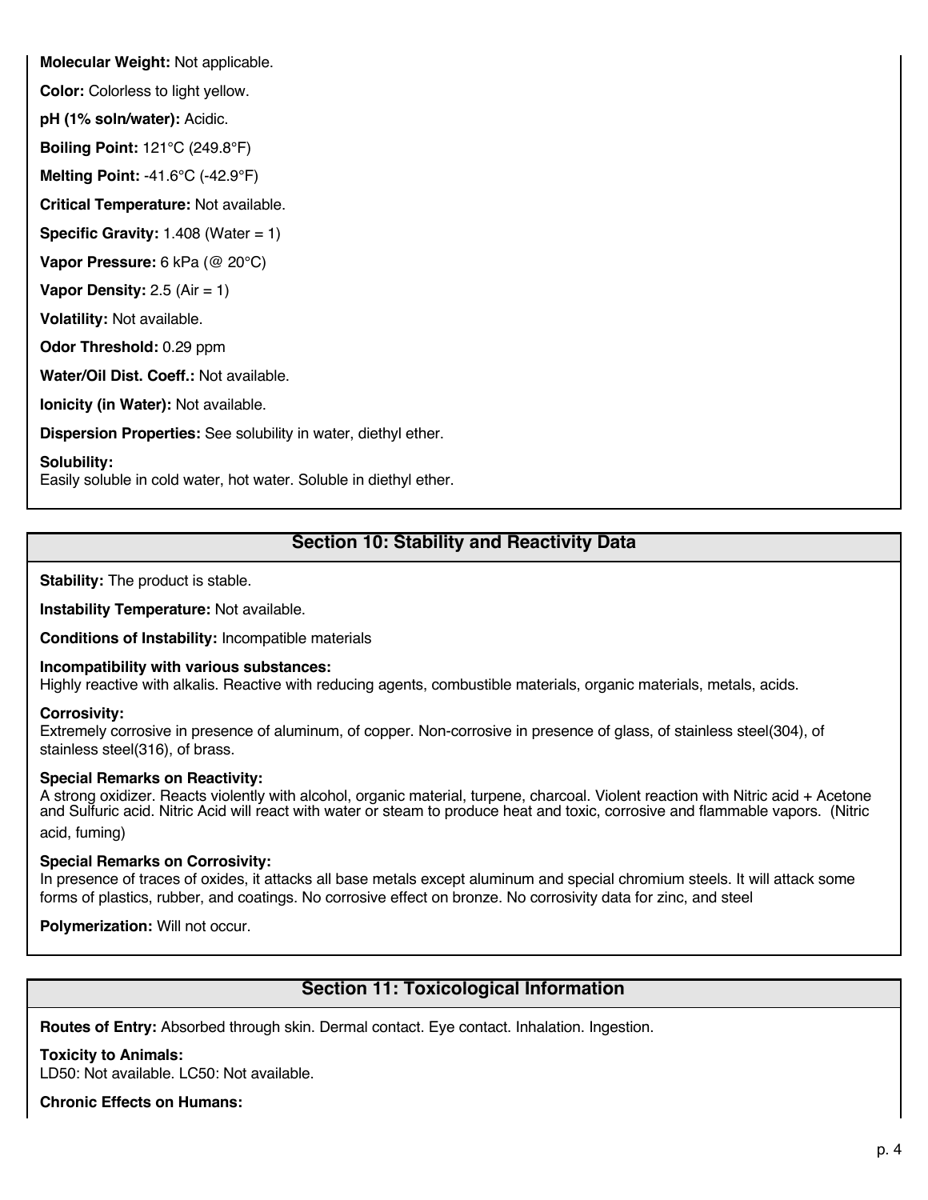**Molecular Weight:** Not applicable.

**Color:** Colorless to light yellow.

**pH (1% soln/water):** Acidic.

**Boiling Point:** 121°C (249.8°F)

**Melting Point:** -41.6°C (-42.9°F)

**Critical Temperature:** Not available.

**Specific Gravity:** 1.408 (Water = 1)

**Vapor Pressure:** 6 kPa (@ 20°C)

**Vapor Density:** 2.5 (Air = 1)

**Volatility:** Not available.

**Odor Threshold:** 0.29 ppm

**Water/Oil Dist. Coeff.:** Not available.

**Ionicity (in Water):** Not available.

**Dispersion Properties:** See solubility in water, diethyl ether.

**Solubility:**
Easily soluble in cold water, hot water. Soluble in diethyl ether.

## Section 10: Stability and Reactivity Data

**Stability:** The product is stable.

**Instability Temperature:** Not available.

**Conditions of Instability:** Incompatible materials

**Incompatibility with various substances:**
Highly reactive with alkalis. Reactive with reducing agents, combustible materials, organic materials, metals, acids.

**Corrosivity:**
Extremely corrosive in presence of aluminum, of copper. Non-corrosive in presence of glass, of stainless steel(304), of stainless steel(316), of brass.

**Special Remarks on Reactivity:**
A strong oxidizer. Reacts violently with alcohol, organic material, turpene, charcoal. Violent reaction with Nitric acid + Acetone and Sulfuric acid. Nitric Acid will react with water or steam to produce heat and toxic, corrosive and flammable vapors. (Nitric acid, fuming)

**Special Remarks on Corrosivity:**
In presence of traces of oxides, it attacks all base metals except aluminum and special chromium steels. It will attack some forms of plastics, rubber, and coatings. No corrosive effect on bronze. No corrosivity data for zinc, and steel

**Polymerization:** Will not occur.

## Section 11: Toxicological Information

**Routes of Entry:** Absorbed through skin. Dermal contact. Eye contact. Inhalation. Ingestion.

**Toxicity to Animals:**
LD50: Not available. LC50: Not available.

**Chronic Effects on Humans:**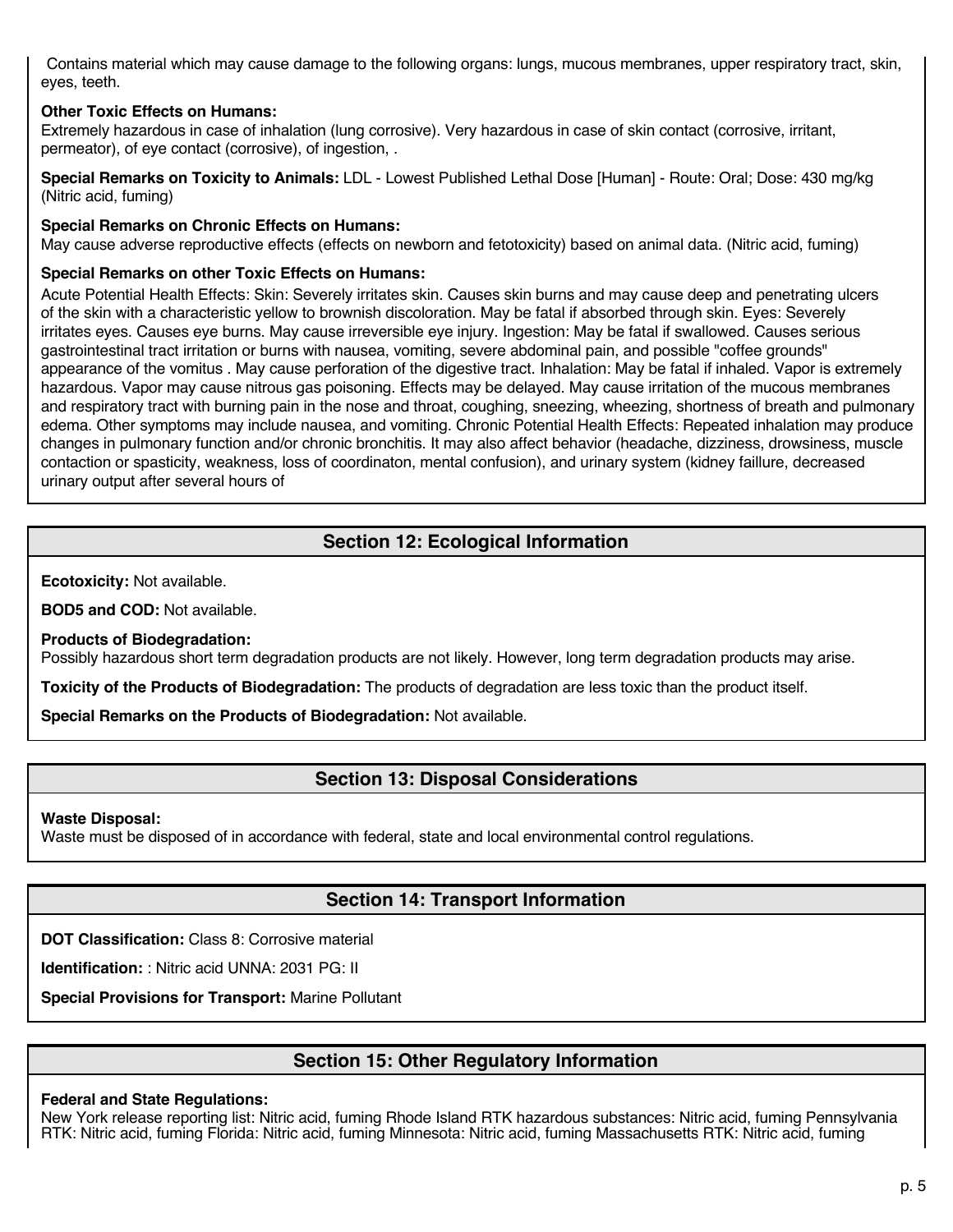Contains material which may cause damage to the following organs: lungs, mucous membranes, upper respiratory tract, skin, eyes, teeth.

**Other Toxic Effects on Humans:**
Extremely hazardous in case of inhalation (lung corrosive). Very hazardous in case of skin contact (corrosive, irritant, permeator), of eye contact (corrosive), of ingestion, .

**Special Remarks on Toxicity to Animals:** LDL - Lowest Published Lethal Dose [Human] - Route: Oral; Dose: 430 mg/kg (Nitric acid, fuming)

**Special Remarks on Chronic Effects on Humans:**
May cause adverse reproductive effects (effects on newborn and fetotoxicity) based on animal data. (Nitric acid, fuming)

**Special Remarks on other Toxic Effects on Humans:**
Acute Potential Health Effects: Skin: Severely irritates skin. Causes skin burns and may cause deep and penetrating ulcers of the skin with a characteristic yellow to brownish discoloration. May be fatal if absorbed through skin. Eyes: Severely irritates eyes. Causes eye burns. May cause irreversible eye injury. Ingestion: May be fatal if swallowed. Causes serious gastrointestinal tract irritation or burns with nausea, vomiting, severe abdominal pain, and possible "coffee grounds" appearance of the vomitus . May cause perforation of the digestive tract. Inhalation: May be fatal if inhaled. Vapor is extremely hazardous. Vapor may cause nitrous gas poisoning. Effects may be delayed. May cause irritation of the mucous membranes and respiratory tract with burning pain in the nose and throat, coughing, sneezing, wheezing, shortness of breath and pulmonary edema. Other symptoms may include nausea, and vomiting. Chronic Potential Health Effects: Repeated inhalation may produce changes in pulmonary function and/or chronic bronchitis. It may also affect behavior (headache, dizziness, drowsiness, muscle contaction or spasticity, weakness, loss of coordinaton, mental confusion), and urinary system (kidney faillure, decreased urinary output after several hours of

## Section 12: Ecological Information

**Ecotoxicity:** Not available.

**BOD5 and COD:** Not available.

**Products of Biodegradation:**
Possibly hazardous short term degradation products are not likely. However, long term degradation products may arise.

**Toxicity of the Products of Biodegradation:** The products of degradation are less toxic than the product itself.

**Special Remarks on the Products of Biodegradation:** Not available.

## Section 13: Disposal Considerations

**Waste Disposal:**
Waste must be disposed of in accordance with federal, state and local environmental control regulations.

## Section 14: Transport Information

**DOT Classification:** Class 8: Corrosive material

**Identification:** : Nitric acid UNNA: 2031 PG: II

**Special Provisions for Transport:** Marine Pollutant

## Section 15: Other Regulatory Information

**Federal and State Regulations:**
New York release reporting list: Nitric acid, fuming Rhode Island RTK hazardous substances: Nitric acid, fuming Pennsylvania RTK: Nitric acid, fuming Florida: Nitric acid, fuming Minnesota: Nitric acid, fuming Massachusetts RTK: Nitric acid, fuming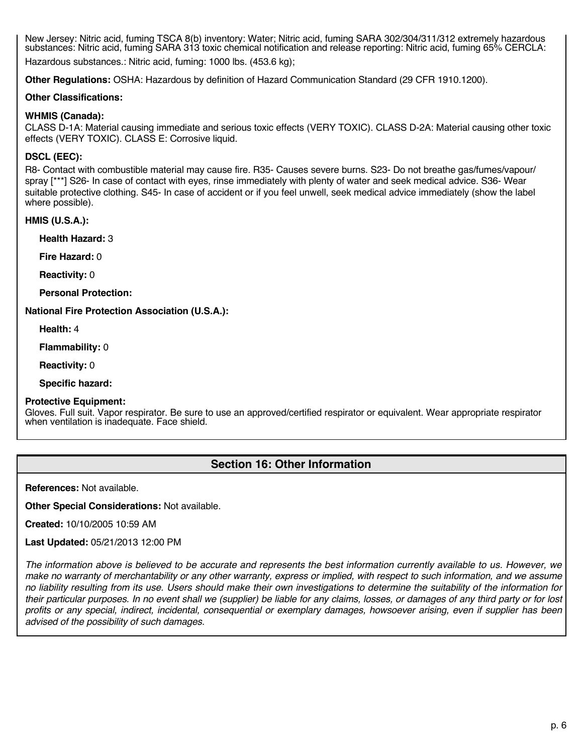New Jersey: Nitric acid, fuming TSCA 8(b) inventory: Water; Nitric acid, fuming SARA 302/304/311/312 extremely hazardous substances: Nitric acid, fuming SARA 313 toxic chemical notification and release reporting: Nitric acid, fuming 65% CERCLA: Hazardous substances.: Nitric acid, fuming: 1000 lbs. (453.6 kg);

**Other Regulations:** OSHA: Hazardous by definition of Hazard Communication Standard (29 CFR 1910.1200).

**Other Classifications:**

**WHMIS (Canada):**
CLASS D-1A: Material causing immediate and serious toxic effects (VERY TOXIC). CLASS D-2A: Material causing other toxic effects (VERY TOXIC). CLASS E: Corrosive liquid.

**DSCL (EEC):**
R8- Contact with combustible material may cause fire. R35- Causes severe burns. S23- Do not breathe gas/fumes/vapour/spray [***] S26- In case of contact with eyes, rinse immediately with plenty of water and seek medical advice. S36- Wear suitable protective clothing. S45- In case of accident or if you feel unwell, seek medical advice immediately (show the label where possible).

**HMIS (U.S.A.):**

**Health Hazard:** 3

**Fire Hazard:** 0

**Reactivity:** 0

**Personal Protection:**

**National Fire Protection Association (U.S.A.):**

**Health:** 4

**Flammability:** 0

**Reactivity:** 0

**Specific hazard:**

**Protective Equipment:**
Gloves. Full suit. Vapor respirator. Be sure to use an approved/certified respirator or equivalent. Wear appropriate respirator when ventilation is inadequate. Face shield.

## Section 16: Other Information

**References:** Not available.

**Other Special Considerations:** Not available.

**Created:** 10/10/2005 10:59 AM

**Last Updated:** 05/21/2013 12:00 PM

*The information above is believed to be accurate and represents the best information currently available to us. However, we make no warranty of merchantability or any other warranty, express or implied, with respect to such information, and we assume no liability resulting from its use. Users should make their own investigations to determine the suitability of the information for their particular purposes. In no event shall we (supplier) be liable for any claims, losses, or damages of any third party or for lost profits or any special, indirect, incidental, consequential or exemplary damages, howsoever arising, even if supplier has been advised of the possibility of such damages.*